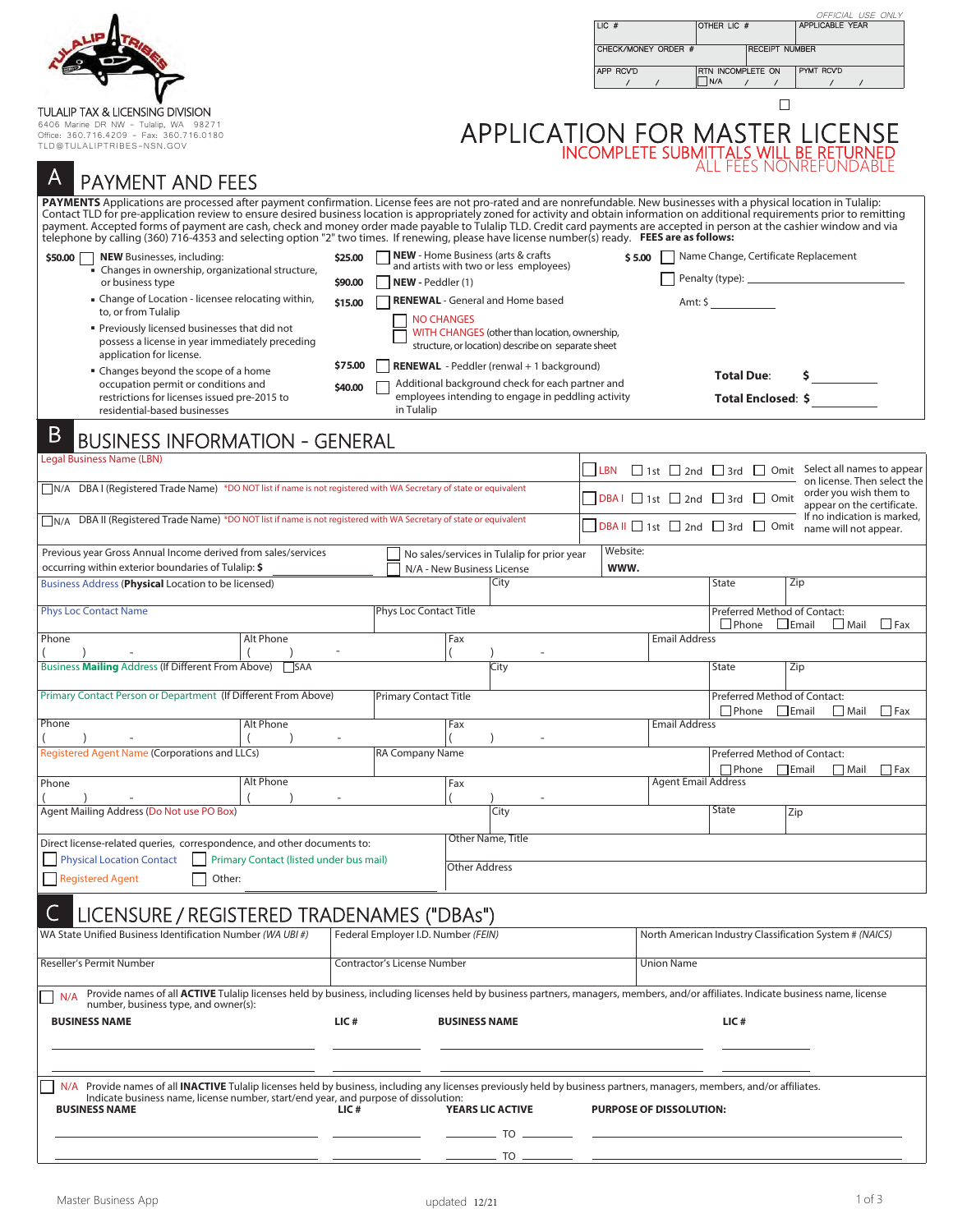TULALIP TAX & LICENSING DIVISION
6406 Marine DR NW – Tulalip, WA 98271
Office: 360.716.4209 – Fax: 360.716.0180
TLD@TULALIPTRIBES-NSN.GOV

*OFFICIAL USE ONLY*

| LIC # | OTHER LIC # | APPLICABLE YEAR |
|---|---|---|
| CHECK/MONEY ORDER # | RECEIPT NUMBER | |
| APP RCV'D / / | RTN INCOMPLETE ON ☐ N/A / / | PYMT RCV'D / / |

☐

# APPLICATION FOR MASTER LICENSE

INCOMPLETE SUBMITTALS WILL BE RETURNED
ALL FEES NONREFUNDABLE

## A PAYMENT AND FEES

**PAYMENTS** Applications are processed after payment confirmation. License fees are not pro-rated and are nonrefundable. New businesses with a physical location in Tulalip: Contact TLD for pre-application review to ensure desired business location is appropriately zoned for activity and obtain information on additional requirements prior to remitting payment. Accepted forms of payment are cash, check and money order made payable to Tulalip TLD. Credit card payments are accepted in person at the cashier window and via telephone by calling (360) 716-4353 and selecting option "2" two times. If renewing, please have license number(s) ready. **FEES are as follows:**

**$50.00** ☐ **NEW** Businesses, including:
- Changes in ownership, organizational structure, or business type
- Change of Location - licensee relocating within, to, or from Tulalip
- Previously licensed businesses that did not possess a license in year immediately preceding application for license.
- Changes beyond the scope of a home occupation permit or conditions and restrictions for licenses issued pre-2015 to residential-based businesses

**$25.00** ☐ **NEW** - Home Business (arts & crafts and artists with two or less employees)

**$90.00** ☐ **NEW** - Peddler (1)

**$15.00** ☐ **RENEWAL** - General and Home based
- ☐ NO CHANGES
- ☐ WITH CHANGES (other than location, ownership, structure, or location) describe on separate sheet

**$75.00** ☐ **RENEWAL** - Peddler (renwal + 1 background)

**$40.00** ☐ Additional background check for each partner and employees intending to engage in peddling activity in Tulalip

**$ 5.00** ☐ Name Change, Certificate Replacement

☐ Penalty (type): ____________

Amt: $ ____________

**Total Due:** $ ____________

**Total Enclosed:** $ ____________

## B BUSINESS INFORMATION - GENERAL

| Legal Business Name (LBN) | ☐ LBN ☐ 1st ☐ 2nd ☐ 3rd ☐ Omit |
|---|---|
| ☐ N/A DBA I (Registered Trade Name) *DO NOT list if name is not registered with WA Secretary of state or equivalent | ☐ DBA I ☐ 1st ☐ 2nd ☐ 3rd ☐ Omit |
| ☐ N/A DBA II (Registered Trade Name) *DO NOT list if name is not registered with WA Secretary of state or equivalent | ☐ DBA II ☐ 1st ☐ 2nd ☐ 3rd ☐ Omit |

Select all names to appear on license. Then select the order you wish them to appear on the certificate. If no indication is marked, name will not appear.

| Previous year Gross Annual Income derived from sales/services occurring within exterior boundaries of Tulalip: $ | ☐ No sales/services in Tulalip for prior year ☐ N/A - New Business License | Website: www. | |
|---|---|---|---|
| Business Address (**Physical** Location to be licensed) | City | State | Zip |
| Phys Loc Contact Name | Phys Loc Contact Title | Preferred Method of Contact: ☐ Phone ☐ Email ☐ Mail ☐ Fax | |
| Phone ( ) - | Alt Phone ( ) - | Fax ( ) - | Email Address |
| Business **Mailing** Address (If Different From Above) ☐ SAA | City | State | Zip |
| Primary Contact Person or Department (If Different From Above) | Primary Contact Title | Preferred Method of Contact: ☐ Phone ☐ Email ☐ Mail ☐ Fax | |
| Phone ( ) - | Alt Phone ( ) - | Fax ( ) - | Email Address |
| Registered Agent Name (Corporations and LLCs) | RA Company Name | Preferred Method of Contact: ☐ Phone ☐ Email ☐ Mail ☐ Fax | |
| Phone ( ) - | Alt Phone ( ) - | Fax ( ) - | Agent Email Address |
| Agent Mailing Address (Do Not use PO Box) | City | State | Zip |

| Direct license-related queries, correspondence, and other documents to: | Other Name, Title |
|---|---|
| ☐ Physical Location Contact ☐ Primary Contact (listed under bus mail) ☐ Registered Agent ☐ Other: | Other Address |

## C LICENSURE / REGISTERED TRADENAMES ("DBAs")

| WA State Unified Business Identification Number (*WA UBI #*) | Federal Employer I.D. Number (*FEIN*) | North American Industry Classification System # (*NAICS*) |
|---|---|---|
| Reseller's Permit Number | Contractor's License Number | Union Name |

☐ N/A Provide names of all **ACTIVE** Tulalip licenses held by business, including licenses held by business partners, managers, members, and/or affiliates. Indicate business name, license number, business type, and owner(s):

| BUSINESS NAME | LIC # | BUSINESS NAME | LIC # |
|---|---|---|---|
| | | | |
| | | | |

☐ N/A Provide names of all **INACTIVE** Tulalip licenses held by business, including any licenses previously held by business partners, managers, members, and/or affiliates. Indicate business name, license number, start/end year, and purpose of dissolution:

| BUSINESS NAME | LIC # | YEARS LIC ACTIVE | PURPOSE OF DISSOLUTION: |
|---|---|---|---|
| | | TO | |
| | | TO | |

Master Business App updated 12/21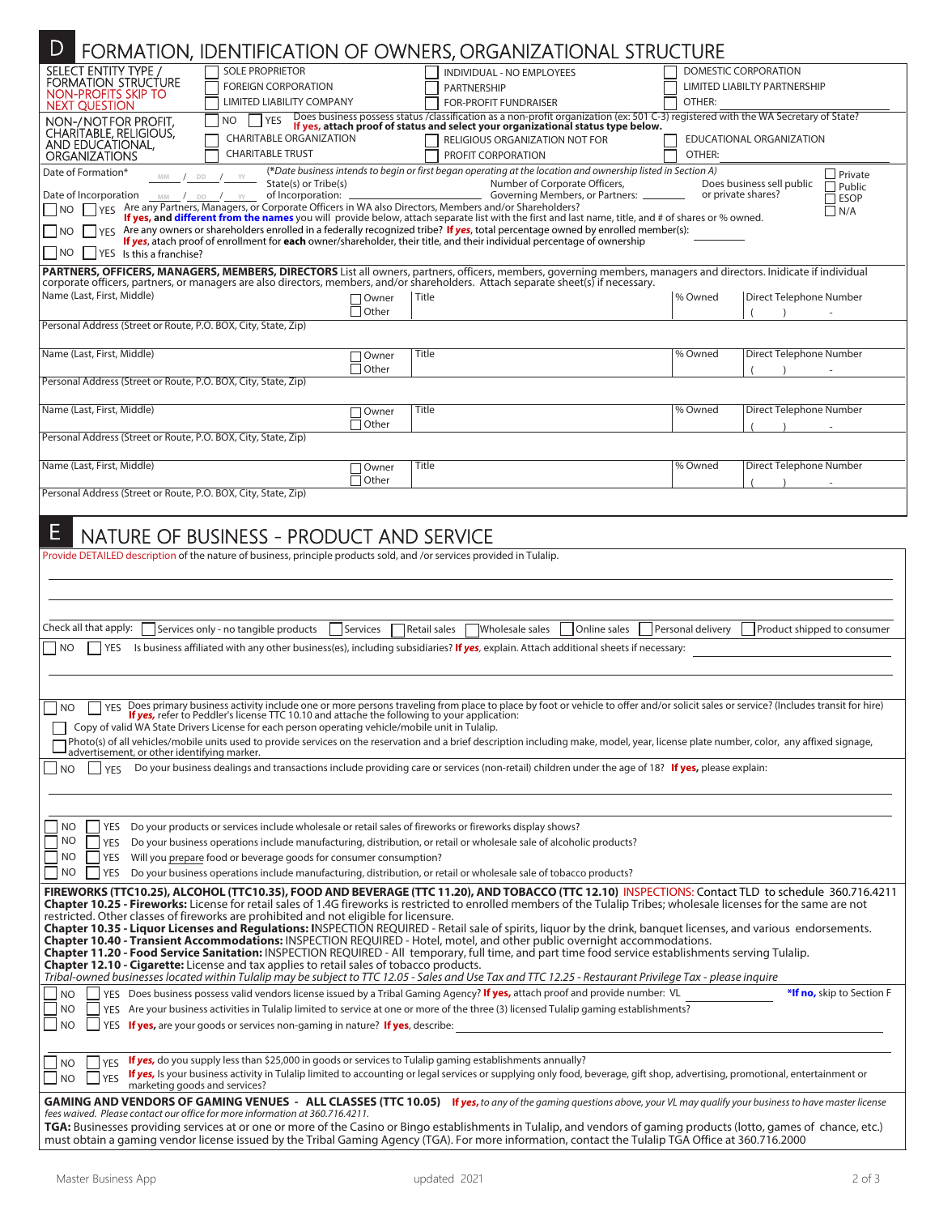# D FORMATION, IDENTIFICATION OF OWNERS, ORGANIZATIONAL STRUCTURE

**SELECT ENTITY TYPE / FORMATION STRUCTURE** NON-PROFITS SKIP TO NEXT QUESTION

☐ SOLE PROPRIETOR ☐ INDIVIDUAL - NO EMPLOYEES ☐ DOMESTIC CORPORATION
☐ FOREIGN CORPORATION ☐ PARTNERSHIP ☐ LIMITED LIABILTY PARTNERSHIP
☐ LIMITED LIABILITY COMPANY ☐ FOR-PROFIT FUNDRAISER ☐ OTHER: ____________

**NON-/NOT FOR PROFIT, CHARITABLE, RELIGIOUS, AND EDUCATIONAL, ORGANIZATIONS**

☐ NO ☐ YES Does business possess status /classification as a non-profit organization (ex: 501 C-3) registered with the WA Secretary of State? **If yes, attach proof of status and select your organizational status type below.**

☐ CHARITABLE ORGANIZATION ☐ RELIGIOUS ORGANIZATION NOT FOR ☐ EDUCATIONAL ORGANIZATION
☐ CHARITABLE TRUST ☐ PROFIT CORPORATION ☐ OTHER: ____________

Date of Formation* MM / DD / YY (*Date business intends to begin or first began operating at the location and ownership listed in Section A)

Date of Incorporation MM / DD / YY State(s) or Tribe(s) of Incorporation: ____________ Number of Corporate Officers, Governing Members, or Partners: ________ Does business sell public or private shares? ☐ Private ☐ Public ☐ ESOP ☐ N/A

☐ NO ☐ YES Are any Partners, Managers, or Corporate Officers in WA also Directors, Members and/or Shareholders? **If yes, and different from the names** you will provide below, attach separate list with the first and last name, title, and # of shares or % owned.

☐ NO ☐ YES Are any owners or shareholders enrolled in a federally recognized tribe? ***If yes***, total percentage owned by enrolled member(s): ________ ***If yes***, atach proof of enrollment for **each** owner/shareholder, their title, and their individual percentage of ownership

☐ NO ☐ YES Is this a franchise?

**PARTNERS, OFFICERS, MANAGERS, MEMBERS, DIRECTORS** List all owners, partners, officers, members, governing members, managers and directors. Inidicate if individual corporate officers, partners, or managers are also directors, members, and/or shareholders. Attach separate sheet(s) if necessary.

| Name (Last, First, Middle) | ☐ Owner ☐ Other | Title | % Owned | Direct Telephone Number ( ) - |
|---|---|---|---|---|
| Personal Address (Street or Route, P.O. BOX, City, State, Zip) | | | | |
| Name (Last, First, Middle) | ☐ Owner ☐ Other | Title | % Owned | Direct Telephone Number ( ) - |
| Personal Address (Street or Route, P.O. BOX, City, State, Zip) | | | | |
| Name (Last, First, Middle) | ☐ Owner ☐ Other | Title | % Owned | Direct Telephone Number ( ) - |
| Personal Address (Street or Route, P.O. BOX, City, State, Zip) | | | | |
| Name (Last, First, Middle) | ☐ Owner ☐ Other | Title | % Owned | Direct Telephone Number ( ) - |
| Personal Address (Street or Route, P.O. BOX, City, State, Zip) | | | | |

# E NATURE OF BUSINESS - PRODUCT AND SERVICE

Provide DETAILED description of the nature of business, principle products sold, and /or services provided in Tulalip.

______________________________________________

______________________________________________

Check all that apply: ☐ Services only - no tangible products ☐ Services ☐ Retail sales ☐ Wholesale sales ☐ Online sales ☐ Personal delivery ☐ Product shipped to consumer

☐ NO ☐ YES Is business affiliated with any other business(es), including subsidiaries? ***If yes***, explain. Attach additional sheets if necessary: ____________

______________________________________________

☐ NO ☐ YES Does primary business activity include one or more persons traveling from place to place by foot or vehicle to offer and/or solicit sales or service? (Includes transit for hire) ***If yes***, refer to Peddler's license TTC 10.10 and attache the following to your application:

☐ Copy of valid WA State Drivers License for each person operating vehicle/mobile unit in Tulalip.

☐ Photo(s) of all vehicles/mobile units used to provide services on the reservation and a brief description including make, model, year, license plate number, color, any affixed signage, advertisement, or other identifying marker.

☐ NO ☐ YES Do your business dealings and transactions include providing care or services (non-retail) children under the age of 18? **If yes,** please explain:

______________________________________________

☐ NO ☐ YES Do your products or services include wholesale or retail sales of fireworks or fireworks display shows?
☐ NO ☐ YES Do your business operations include manufacturing, distribution, or retail or wholesale sale of alcoholic products?
☐ NO ☐ YES Will you prepare food or beverage goods for consumer consumption?
☐ NO ☐ YES Do your business operations include manufacturing, distribution, or retail or wholesale sale of tobacco products?

**FIREWORKS (TTC10.25), ALCOHOL (TTC10.35), FOOD AND BEVERAGE (TTC 11.20), AND TOBACCO (TTC 12.10)** INSPECTIONS: Contact TLD to schedule 360.716.4211
**Chapter 10.25 - Fireworks:** License for retail sales of 1.4G fireworks is restricted to enrolled members of the Tulalip Tribes; wholesale licenses for the same are not restricted. Other classes of fireworks are prohibited and not eligible for licensure.
**Chapter 10.35 - Liquor Licenses and Regulations:** INSPECTION REQUIRED - Retail sale of spirits, liquor by the drink, banquet licenses, and various endorsements.
**Chapter 10.40 - Transient Accommodations:** INSPECTION REQUIRED - Hotel, motel, and other public overnight accommodations.
**Chapter 11.20 - Food Service Sanitation:** INSPECTION REQUIRED - All temporary, full time, and part time food service establishments serving Tulalip.
**Chapter 12.10 - Cigarette:** License and tax applies to retail sales of tobacco products.
*Tribal-owned businesses located within Tulalip may be subject to TTC 12.05 - Sales and Use Tax and TTC 12.25 - Restaurant Privilege Tax - please inquire*

☐ NO ☐ YES Does business possess valid vendors license issued by a Tribal Gaming Agency? **If yes,** attach proof and provide number: VL ____________ ***If no,** skip to Section F
☐ NO ☐ YES Are your business activities in Tulalip limited to service at one or more of the three (3) licensed Tulalip gaming establishments?
☐ NO ☐ YES **If yes,** are your goods or services non-gaming in nature? **If yes**, describe: ____________

______________________________________________

☐ NO ☐ YES ***If yes,*** do you supply less than $25,000 in goods or services to Tulalip gaming establishments annually?
☐ NO ☐ YES ***If yes,*** Is your business activity in Tulalip limited to accounting or legal services or supplying only food, beverage, gift shop, advertising, promotional, entertainment or marketing goods and services?

**GAMING AND VENDORS OF GAMING VENUES - ALL CLASSES (TTC 10.05)** ***If yes,*** *to any of the gaming questions above, your VL may qualify your business to have master license fees waived. Please contact our office for more information at 360.716.4211.*
**TGA:** Businesses providing services at or one or more of the Casino or Bingo establishments in Tulalip, and vendors of gaming products (lotto, games of chance, etc.) must obtain a gaming vendor license issued by the Tribal Gaming Agency (TGA). For more information, contact the Tulalip TGA Office at 360.716.2000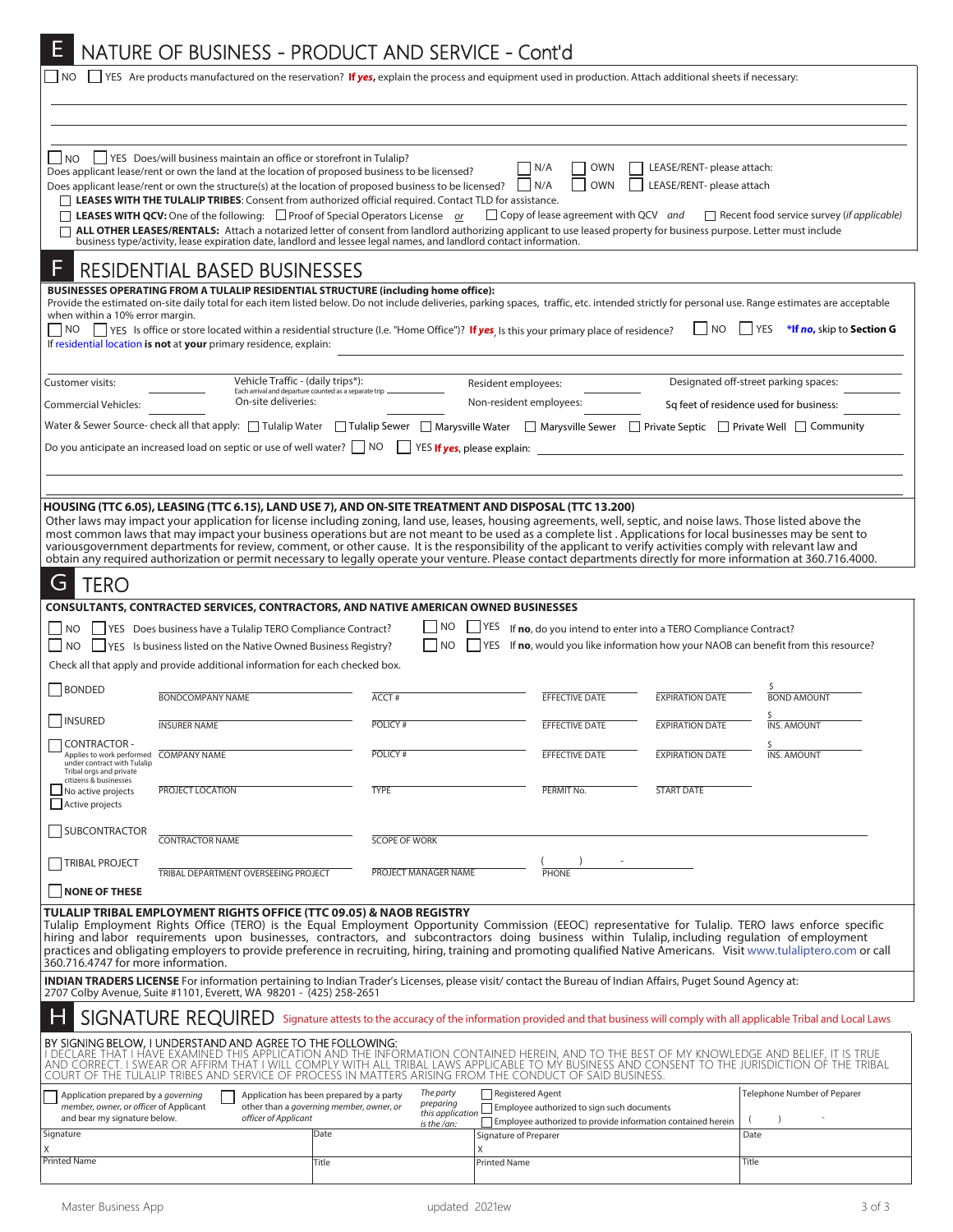## E NATURE OF BUSINESS - PRODUCT AND SERVICE - Cont'd

☐ NO ☐ YES Are products manufactured on the reservation? ***If yes,*** explain the process and equipment used in production. Attach additional sheets if necessary:

☐ NO ☐ YES Does/will business maintain an office or storefront in Tulalip?

Does applicant lease/rent or own the land at the location of proposed business to be licensed? ☐ N/A ☐ OWN ☐ LEASE/RENT- please attach:

Does applicant lease/rent or own the structure(s) at the location of proposed business to be licensed? ☐ N/A ☐ OWN ☐ LEASE/RENT- please attach

☐ **LEASES WITH THE TULALIP TRIBES:** Consent from authorized official required. Contact TLD for assistance.

☐ **LEASES WITH QCV:** One of the following: ☐ Proof of Special Operators License *or* ☐ Copy of lease agreement with QCV *and* ☐ Recent food service survey (*if applicable*)

☐ **ALL OTHER LEASES/RENTALS:** Attach a notarized letter of consent from landlord authorizing applicant to use leased property for business purpose. Letter must include business type/activity, lease expiration date, landlord and lessee legal names, and landlord contact information.

## F RESIDENTIAL BASED BUSINESSES

**BUSINESSES OPERATING FROM A TULALIP RESIDENTIAL STRUCTURE (including home office):**
Provide the estimated on-site daily total for each item listed below. Do not include deliveries, parking spaces, traffic, etc. intended strictly for personal use. Range estimates are acceptable when within a 10% error margin.

☐ NO ☐ YES Is office or store located within a residential structure (I.e. "Home Office")? ***If yes***, Is this your primary place of residence? ☐ NO ☐ YES ***\*If no,*** skip to **Section G**

If residential location **is not** at **your** primary residence, explain:

Customer visits: ______ Vehicle Traffic - (daily trips*): ______ Resident employees: ______ Designated off-street parking spaces: ______
*Each arrival and departure counted as a separate trip*

Commercial Vehicles: ______ On-site deliveries: ______ Non-resident employees: ______ Sq feet of residence used for business: ______

Water & Sewer Source- check all that apply: ☐ Tulalip Water ☐ Tulalip Sewer ☐ Marysville Water ☐ Marysville Sewer ☐ Private Septic ☐ Private Well ☐ Community

Do you anticipate an increased load on septic or use of well water? ☐ NO ☐ YES ***If yes***, please explain:

**HOUSING (TTC 6.05), LEASING (TTC 6.15), LAND USE 7), AND ON-SITE TREATMENT AND DISPOSAL (TTC 13.200)**
Other laws may impact your application for license including zoning, land use, leases, housing agreements, well, septic, and noise laws. Those listed above the most common laws that may impact your business operations but are not meant to be used as a complete list . Applications for local businesses may be sent to variousgovernment departments for review, comment, or other cause. It is the responsibility of the applicant to verify activities comply with relevant law and obtain any required authorization or permit necessary to legally operate your venture. Please contact departments directly for more information at 360.716.4000.

## G TERO

**CONSULTANTS, CONTRACTED SERVICES, CONTRACTORS, AND NATIVE AMERICAN OWNED BUSINESSES**

☐ NO ☐ YES Does business have a Tulalip TERO Compliance Contract? ☐ NO ☐ YES If **no**, do you intend to enter into a TERO Compliance Contract?

☐ NO ☐ YES Is business listed on the Native Owned Business Registry? ☐ NO ☐ YES If **no**, would you like information how your NAOB can benefit from this resource?

Check all that apply and provide additional information for each checked box.

| | | | | | |
|---|---|---|---|---|---|
| ☐ BONDED | BONDCOMPANY NAME | ACCT # | EFFECTIVE DATE | EXPIRATION DATE | $ BOND AMOUNT |
| ☐ INSURED | INSURER NAME | POLICY # | EFFECTIVE DATE | EXPIRATION DATE | $ INS. AMOUNT |
| ☐ CONTRACTOR - Applies to work performed under contract with Tulalip Tribal orgs and private citizens & businesses | COMPANY NAME | POLICY # | EFFECTIVE DATE | EXPIRATION DATE | $ INS. AMOUNT |
| ☐ No active projects ☐ Active projects | PROJECT LOCATION | TYPE | PERMIT No. | START DATE | |
| ☐ SUBCONTRACTOR | CONTRACTOR NAME | SCOPE OF WORK | | | |
| ☐ TRIBAL PROJECT | TRIBAL DEPARTMENT OVERSEEING PROJECT | PROJECT MANAGER NAME | ( ) - PHONE | | |
| ☐ **NONE OF THESE** | | | | | |

**TULALIP TRIBAL EMPLOYMENT RIGHTS OFFICE (TTC 09.05) & NAOB REGISTRY**
Tulalip Employment Rights Office (TERO) is the Equal Employment Opportunity Commission (EEOC) representative for Tulalip. TERO laws enforce specific hiring and labor requirements upon businesses, contractors, and subcontractors doing business within Tulalip, including regulation of employment practices and obligating employers to provide preference in recruiting, hiring, training and promoting qualified Native Americans. Visit www.tulaliptero.com or call 360.716.4747 for more information.

**INDIAN TRADERS LICENSE** For information pertaining to Indian Trader's Licenses, please visit/ contact the Bureau of Indian Affairs, Puget Sound Agency at: 2707 Colby Avenue, Suite #1101, Everett, WA 98201 - (425) 258-2651

## H SIGNATURE REQUIRED

Signature attests to the accuracy of the information provided and that business will comply with all applicable Tribal and Local Laws

BY SIGNING BELOW, I UNDERSTAND AND AGREE TO THE FOLLOWING:
I DECLARE THAT I HAVE EXAMINED THIS APPLICATION AND THE INFORMATION CONTAINED HEREIN, AND TO THE BEST OF MY KNOWLEDGE AND BELIEF, IT IS TRUE AND CORRECT. I SWEAR OR AFFIRM THAT I WILL COMPLY WITH ALL TRIBAL LAWS APPLICABLE TO MY BUSINESS AND CONSENT TO THE JURISDICTION OF THE TRIBAL COURT OF THE TULALIP TRIBES AND SERVICE OF PROCESS IN MATTERS ARISING FROM THE CONDUCT OF SAID BUSINESS.

☐ Application prepared by a *governing member, owner, or officer* of Applicant and bear my signature below.

☐ Application has been prepared by a party other than a *governing member, owner, or officer* of Applicant

*The party preparing this application is the /an:* ☐ Registered Agent ☐ Employee authorized to sign such documents ☐ Employee authorized to provide information contained herein

Telephone Number of Peparer ( ) -

| | | | |
|---|---|---|---|
| Signature X | Date | Signature of Preparer X | Date |
| Printed Name | Title | Printed Name | Title |

Master Business App updated 2021ew